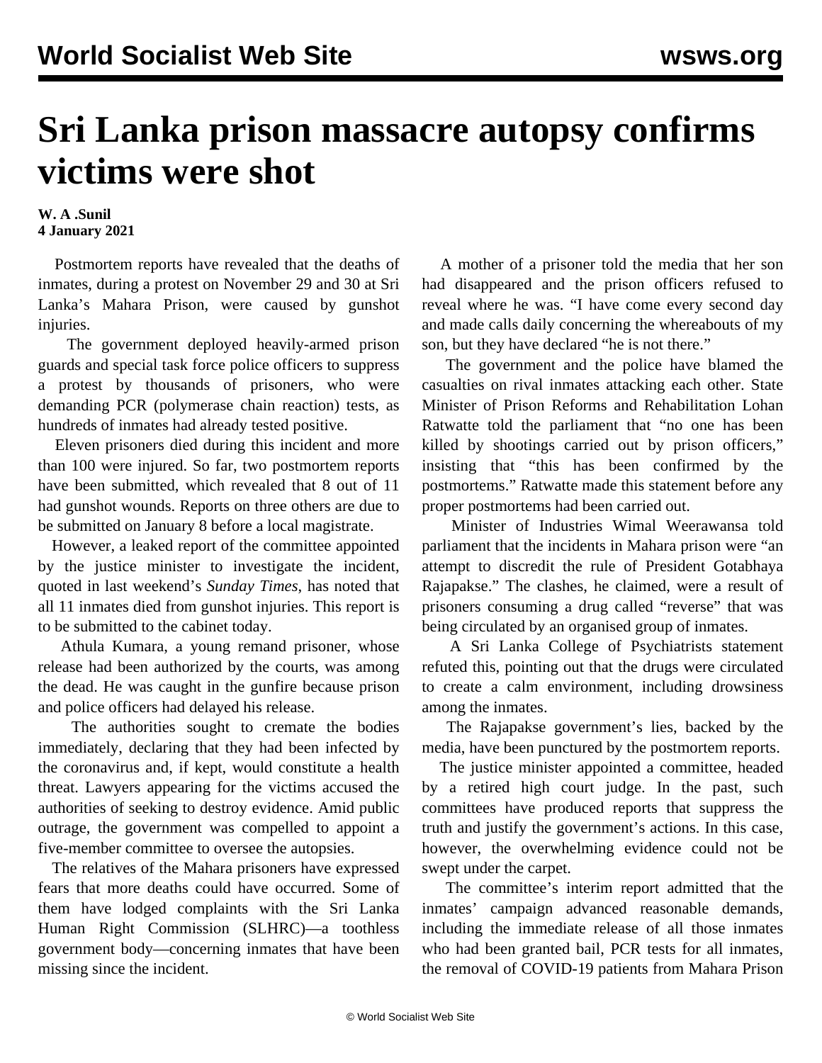# Sri Lanka prison massacre autopsy confirms victims were shot

**W. A .Sunil**
**4 January 2021**

Postmortem reports have revealed that the deaths of inmates, during a protest on November 29 and 30 at Sri Lanka's Mahara Prison, were caused by gunshot injuries.

The government deployed heavily-armed prison guards and special task force police officers to suppress a protest by thousands of prisoners, who were demanding PCR (polymerase chain reaction) tests, as hundreds of inmates had already tested positive.

Eleven prisoners died during this incident and more than 100 were injured. So far, two postmortem reports have been submitted, which revealed that 8 out of 11 had gunshot wounds. Reports on three others are due to be submitted on January 8 before a local magistrate.

However, a leaked report of the committee appointed by the justice minister to investigate the incident, quoted in last weekend's *Sunday Times*, has noted that all 11 inmates died from gunshot injuries. This report is to be submitted to the cabinet today.

Athula Kumara, a young remand prisoner, whose release had been authorized by the courts, was among the dead. He was caught in the gunfire because prison and police officers had delayed his release.

The authorities sought to cremate the bodies immediately, declaring that they had been infected by the coronavirus and, if kept, would constitute a health threat. Lawyers appearing for the victims accused the authorities of seeking to destroy evidence. Amid public outrage, the government was compelled to appoint a five-member committee to oversee the autopsies.

The relatives of the Mahara prisoners have expressed fears that more deaths could have occurred. Some of them have lodged complaints with the Sri Lanka Human Right Commission (SLHRC)—a toothless government body—concerning inmates that have been missing since the incident.

A mother of a prisoner told the media that her son had disappeared and the prison officers refused to reveal where he was. "I have come every second day and made calls daily concerning the whereabouts of my son, but they have declared "he is not there."

The government and the police have blamed the casualties on rival inmates attacking each other. State Minister of Prison Reforms and Rehabilitation Lohan Ratwatte told the parliament that "no one has been killed by shootings carried out by prison officers," insisting that "this has been confirmed by the postmortems." Ratwatte made this statement before any proper postmortems had been carried out.

Minister of Industries Wimal Weerawansa told parliament that the incidents in Mahara prison were "an attempt to discredit the rule of President Gotabhaya Rajapakse." The clashes, he claimed, were a result of prisoners consuming a drug called "reverse" that was being circulated by an organised group of inmates.

A Sri Lanka College of Psychiatrists statement refuted this, pointing out that the drugs were circulated to create a calm environment, including drowsiness among the inmates.

The Rajapakse government's lies, backed by the media, have been punctured by the postmortem reports.

The justice minister appointed a committee, headed by a retired high court judge. In the past, such committees have produced reports that suppress the truth and justify the government's actions. In this case, however, the overwhelming evidence could not be swept under the carpet.

The committee's interim report admitted that the inmates' campaign advanced reasonable demands, including the immediate release of all those inmates who had been granted bail, PCR tests for all inmates, the removal of COVID-19 patients from Mahara Prison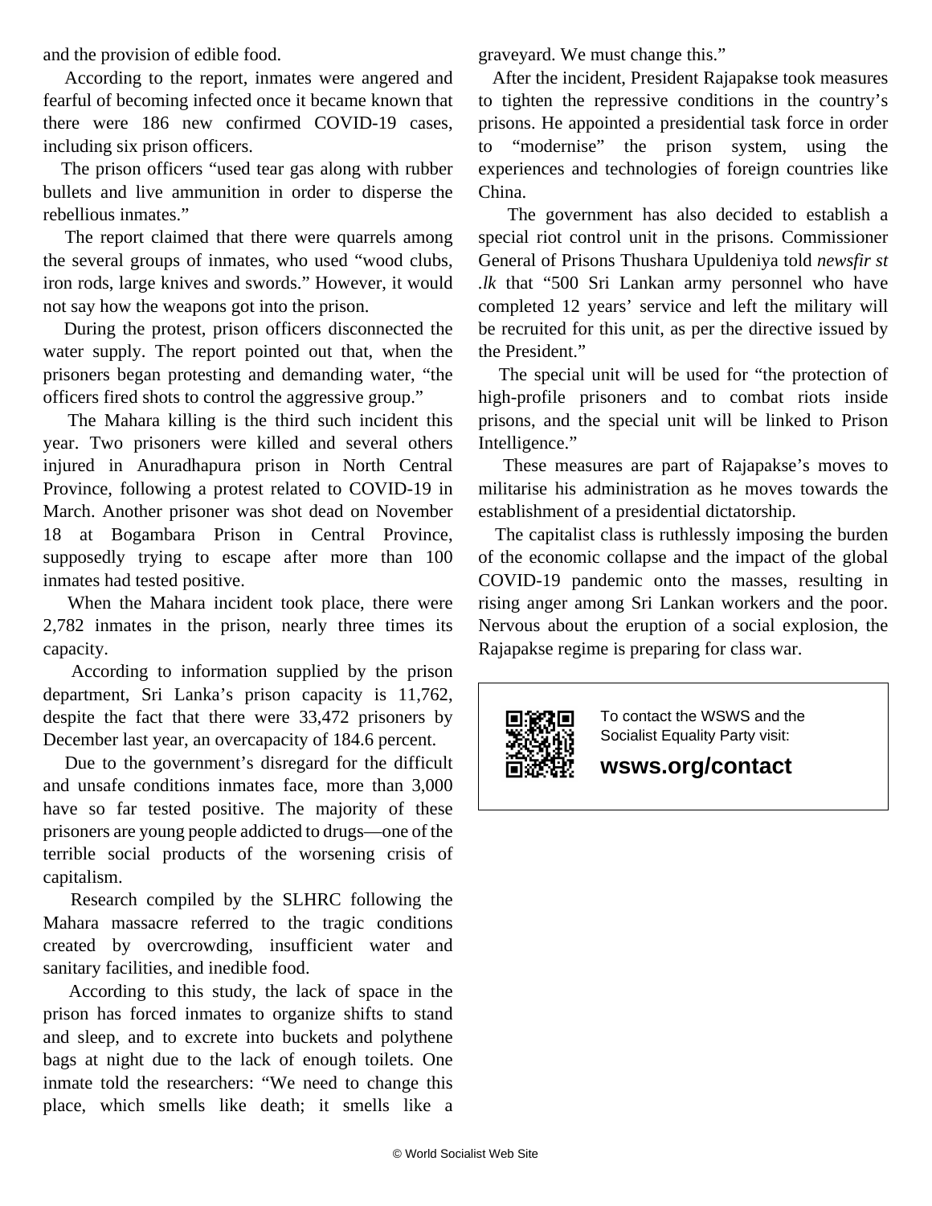and the provision of edible food.

According to the report, inmates were angered and fearful of becoming infected once it became known that there were 186 new confirmed COVID-19 cases, including six prison officers.

The prison officers "used tear gas along with rubber bullets and live ammunition in order to disperse the rebellious inmates."

The report claimed that there were quarrels among the several groups of inmates, who used "wood clubs, iron rods, large knives and swords." However, it would not say how the weapons got into the prison.

During the protest, prison officers disconnected the water supply. The report pointed out that, when the prisoners began protesting and demanding water, "the officers fired shots to control the aggressive group."

The Mahara killing is the third such incident this year. Two prisoners were killed and several others injured in Anuradhapura prison in North Central Province, following a protest related to COVID-19 in March. Another prisoner was shot dead on November 18 at Bogambara Prison in Central Province, supposedly trying to escape after more than 100 inmates had tested positive.

When the Mahara incident took place, there were 2,782 inmates in the prison, nearly three times its capacity.

According to information supplied by the prison department, Sri Lanka's prison capacity is 11,762, despite the fact that there were 33,472 prisoners by December last year, an overcapacity of 184.6 percent.

Due to the government's disregard for the difficult and unsafe conditions inmates face, more than 3,000 have so far tested positive. The majority of these prisoners are young people addicted to drugs—one of the terrible social products of the worsening crisis of capitalism.

Research compiled by the SLHRC following the Mahara massacre referred to the tragic conditions created by overcrowding, insufficient water and sanitary facilities, and inedible food.

According to this study, the lack of space in the prison has forced inmates to organize shifts to stand and sleep, and to excrete into buckets and polythene bags at night due to the lack of enough toilets. One inmate told the researchers: "We need to change this place, which smells like death; it smells like a graveyard. We must change this."

After the incident, President Rajapakse took measures to tighten the repressive conditions in the country's prisons. He appointed a presidential task force in order to "modernise" the prison system, using the experiences and technologies of foreign countries like China.

The government has also decided to establish a special riot control unit in the prisons. Commissioner General of Prisons Thushara Upuldeniya told *newsfirst.lk* that "500 Sri Lankan army personnel who have completed 12 years' service and left the military will be recruited for this unit, as per the directive issued by the President."

The special unit will be used for "the protection of high-profile prisoners and to combat riots inside prisons, and the special unit will be linked to Prison Intelligence."

These measures are part of Rajapakse's moves to militarise his administration as he moves towards the establishment of a presidential dictatorship.

The capitalist class is ruthlessly imposing the burden of the economic collapse and the impact of the global COVID-19 pandemic onto the masses, resulting in rising anger among Sri Lankan workers and the poor. Nervous about the eruption of a social explosion, the Rajapakse regime is preparing for class war.

To contact the WSWS and the Socialist Equality Party visit:

**wsws.org/contact**